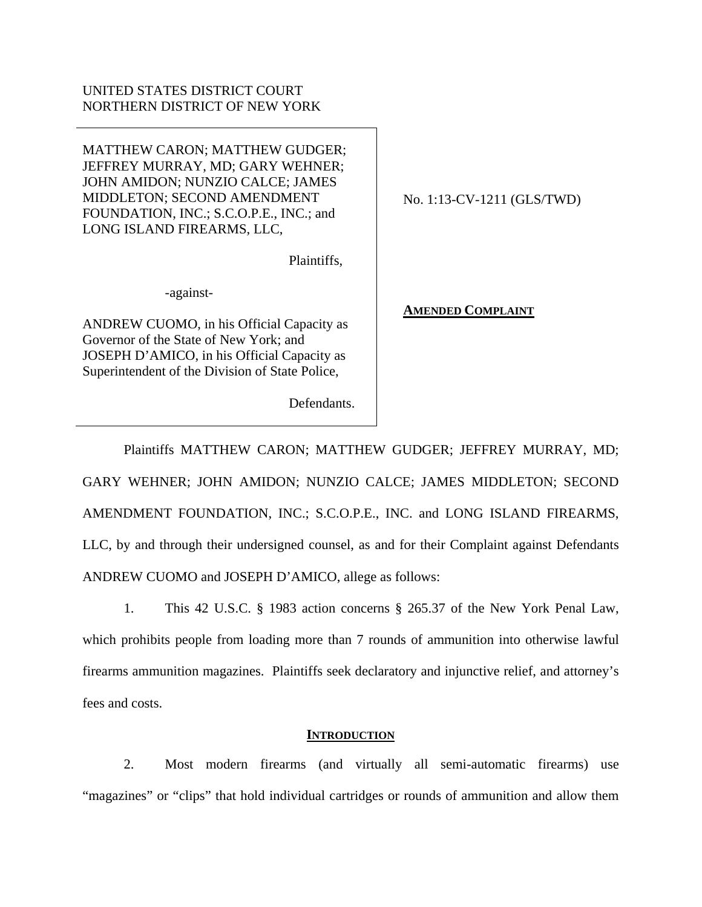UNITED STATES DISTRICT COURT
NORTHERN DISTRICT OF NEW YORK

MATTHEW CARON; MATTHEW GUDGER; JEFFREY MURRAY, MD; GARY WEHNER; JOHN AMIDON; NUNZIO CALCE; JAMES MIDDLETON; SECOND AMENDMENT FOUNDATION, INC.; S.C.O.P.E., INC.; and LONG ISLAND FIREARMS, LLC,

Plaintiffs,

-against-

ANDREW CUOMO, in his Official Capacity as Governor of the State of New York; and JOSEPH D'AMICO, in his Official Capacity as Superintendent of the Division of State Police,

Defendants.

No. 1:13-CV-1211 (GLS/TWD)

**AMENDED COMPLAINT**

Plaintiffs MATTHEW CARON; MATTHEW GUDGER; JEFFREY MURRAY, MD; GARY WEHNER; JOHN AMIDON; NUNZIO CALCE; JAMES MIDDLETON; SECOND AMENDMENT FOUNDATION, INC.; S.C.O.P.E., INC. and LONG ISLAND FIREARMS, LLC, by and through their undersigned counsel, as and for their Complaint against Defendants ANDREW CUOMO and JOSEPH D'AMICO, allege as follows:

1. This 42 U.S.C. § 1983 action concerns § 265.37 of the New York Penal Law, which prohibits people from loading more than 7 rounds of ammunition into otherwise lawful firearms ammunition magazines. Plaintiffs seek declaratory and injunctive relief, and attorney's fees and costs.

## INTRODUCTION

2. Most modern firearms (and virtually all semi-automatic firearms) use "magazines" or "clips" that hold individual cartridges or rounds of ammunition and allow them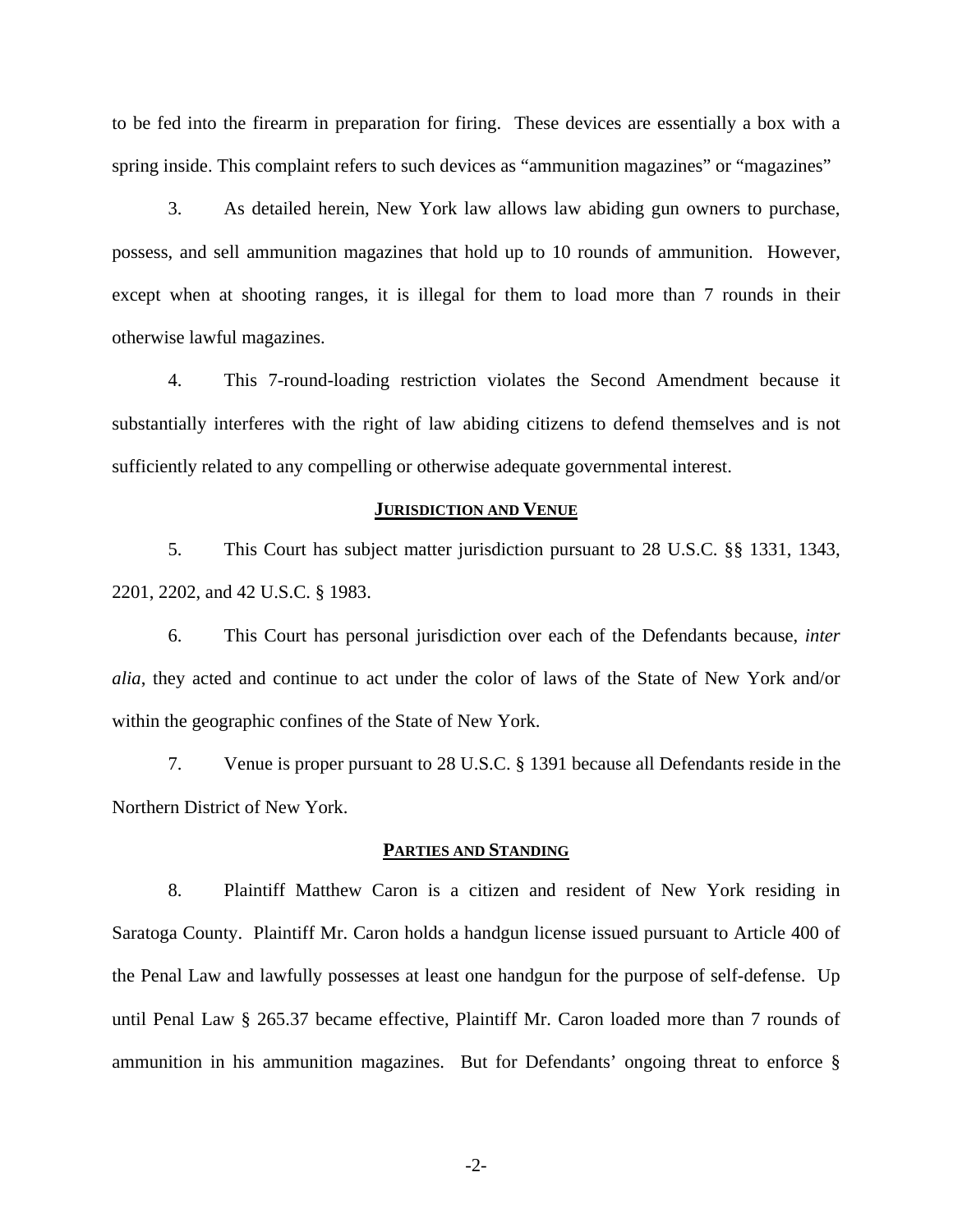to be fed into the firearm in preparation for firing. These devices are essentially a box with a spring inside. This complaint refers to such devices as "ammunition magazines" or "magazines"

3. As detailed herein, New York law allows law abiding gun owners to purchase, possess, and sell ammunition magazines that hold up to 10 rounds of ammunition. However, except when at shooting ranges, it is illegal for them to load more than 7 rounds in their otherwise lawful magazines.

4. This 7-round-loading restriction violates the Second Amendment because it substantially interferes with the right of law abiding citizens to defend themselves and is not sufficiently related to any compelling or otherwise adequate governmental interest.

## JURISDICTION AND VENUE

5. This Court has subject matter jurisdiction pursuant to 28 U.S.C. §§ 1331, 1343, 2201, 2202, and 42 U.S.C. § 1983.

6. This Court has personal jurisdiction over each of the Defendants because, *inter alia*, they acted and continue to act under the color of laws of the State of New York and/or within the geographic confines of the State of New York.

7. Venue is proper pursuant to 28 U.S.C. § 1391 because all Defendants reside in the Northern District of New York.

## PARTIES AND STANDING

8. Plaintiff Matthew Caron is a citizen and resident of New York residing in Saratoga County. Plaintiff Mr. Caron holds a handgun license issued pursuant to Article 400 of the Penal Law and lawfully possesses at least one handgun for the purpose of self-defense. Up until Penal Law § 265.37 became effective, Plaintiff Mr. Caron loaded more than 7 rounds of ammunition in his ammunition magazines. But for Defendants' ongoing threat to enforce §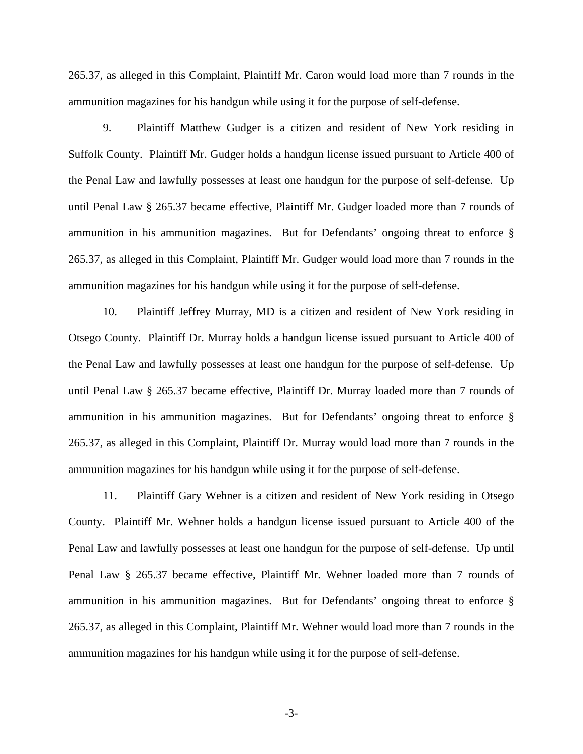265.37, as alleged in this Complaint, Plaintiff Mr. Caron would load more than 7 rounds in the ammunition magazines for his handgun while using it for the purpose of self-defense.

9. Plaintiff Matthew Gudger is a citizen and resident of New York residing in Suffolk County. Plaintiff Mr. Gudger holds a handgun license issued pursuant to Article 400 of the Penal Law and lawfully possesses at least one handgun for the purpose of self-defense. Up until Penal Law § 265.37 became effective, Plaintiff Mr. Gudger loaded more than 7 rounds of ammunition in his ammunition magazines. But for Defendants' ongoing threat to enforce § 265.37, as alleged in this Complaint, Plaintiff Mr. Gudger would load more than 7 rounds in the ammunition magazines for his handgun while using it for the purpose of self-defense.

10. Plaintiff Jeffrey Murray, MD is a citizen and resident of New York residing in Otsego County. Plaintiff Dr. Murray holds a handgun license issued pursuant to Article 400 of the Penal Law and lawfully possesses at least one handgun for the purpose of self-defense. Up until Penal Law § 265.37 became effective, Plaintiff Dr. Murray loaded more than 7 rounds of ammunition in his ammunition magazines. But for Defendants' ongoing threat to enforce § 265.37, as alleged in this Complaint, Plaintiff Dr. Murray would load more than 7 rounds in the ammunition magazines for his handgun while using it for the purpose of self-defense.

11. Plaintiff Gary Wehner is a citizen and resident of New York residing in Otsego County. Plaintiff Mr. Wehner holds a handgun license issued pursuant to Article 400 of the Penal Law and lawfully possesses at least one handgun for the purpose of self-defense. Up until Penal Law § 265.37 became effective, Plaintiff Mr. Wehner loaded more than 7 rounds of ammunition in his ammunition magazines. But for Defendants' ongoing threat to enforce § 265.37, as alleged in this Complaint, Plaintiff Mr. Wehner would load more than 7 rounds in the ammunition magazines for his handgun while using it for the purpose of self-defense.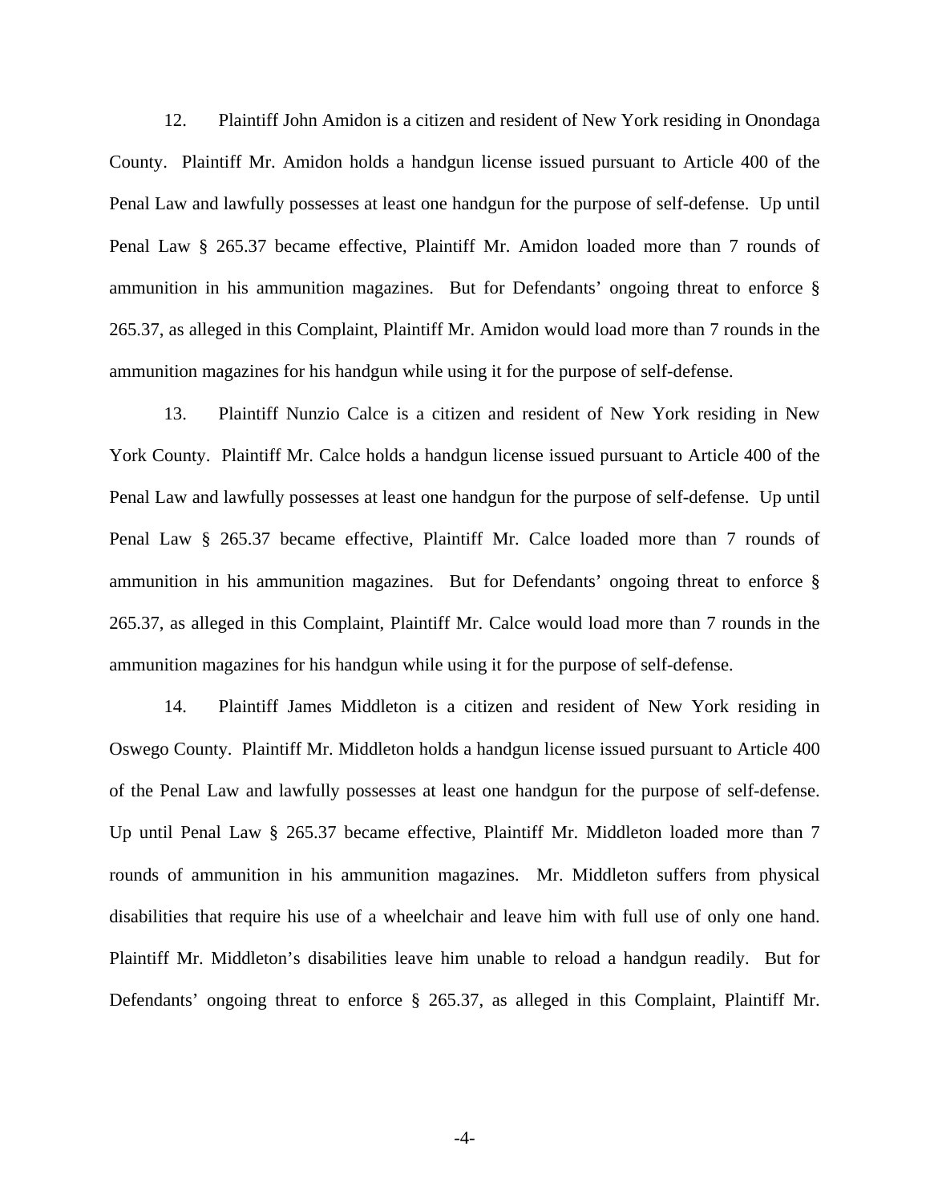12. Plaintiff John Amidon is a citizen and resident of New York residing in Onondaga County. Plaintiff Mr. Amidon holds a handgun license issued pursuant to Article 400 of the Penal Law and lawfully possesses at least one handgun for the purpose of self-defense. Up until Penal Law § 265.37 became effective, Plaintiff Mr. Amidon loaded more than 7 rounds of ammunition in his ammunition magazines. But for Defendants' ongoing threat to enforce § 265.37, as alleged in this Complaint, Plaintiff Mr. Amidon would load more than 7 rounds in the ammunition magazines for his handgun while using it for the purpose of self-defense.

13. Plaintiff Nunzio Calce is a citizen and resident of New York residing in New York County. Plaintiff Mr. Calce holds a handgun license issued pursuant to Article 400 of the Penal Law and lawfully possesses at least one handgun for the purpose of self-defense. Up until Penal Law § 265.37 became effective, Plaintiff Mr. Calce loaded more than 7 rounds of ammunition in his ammunition magazines. But for Defendants' ongoing threat to enforce § 265.37, as alleged in this Complaint, Plaintiff Mr. Calce would load more than 7 rounds in the ammunition magazines for his handgun while using it for the purpose of self-defense.

14. Plaintiff James Middleton is a citizen and resident of New York residing in Oswego County. Plaintiff Mr. Middleton holds a handgun license issued pursuant to Article 400 of the Penal Law and lawfully possesses at least one handgun for the purpose of self-defense. Up until Penal Law § 265.37 became effective, Plaintiff Mr. Middleton loaded more than 7 rounds of ammunition in his ammunition magazines. Mr. Middleton suffers from physical disabilities that require his use of a wheelchair and leave him with full use of only one hand. Plaintiff Mr. Middleton's disabilities leave him unable to reload a handgun readily. But for Defendants' ongoing threat to enforce § 265.37, as alleged in this Complaint, Plaintiff Mr.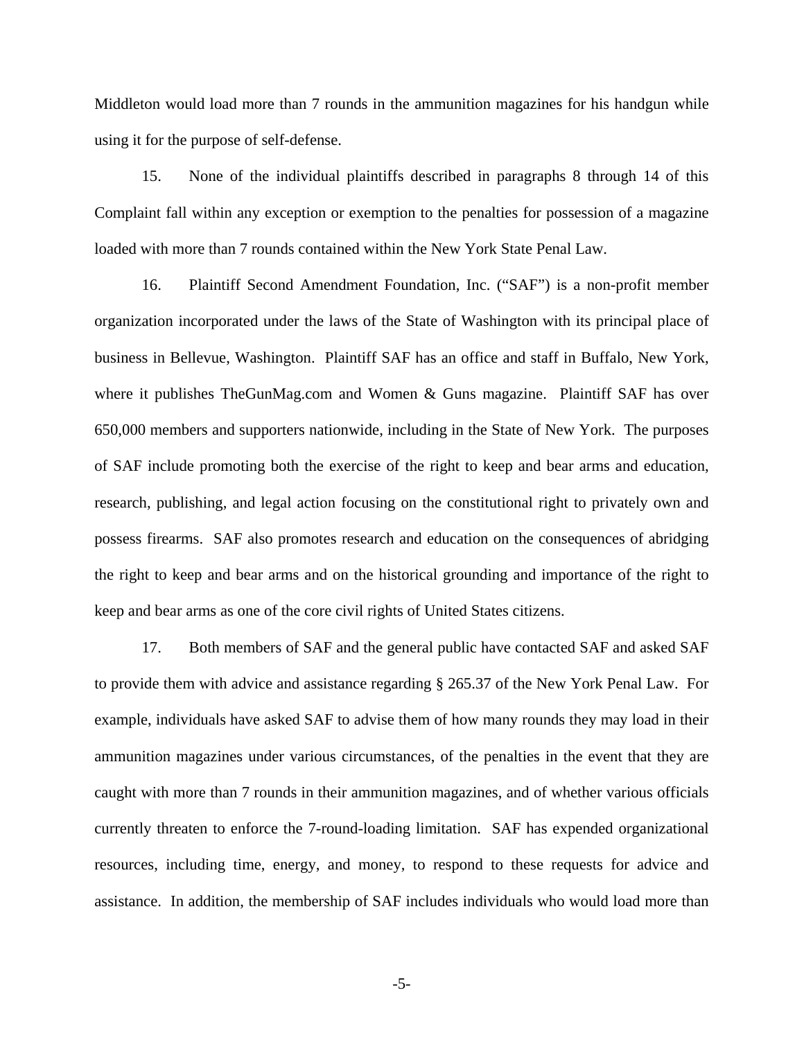Middleton would load more than 7 rounds in the ammunition magazines for his handgun while using it for the purpose of self-defense.

15. None of the individual plaintiffs described in paragraphs 8 through 14 of this Complaint fall within any exception or exemption to the penalties for possession of a magazine loaded with more than 7 rounds contained within the New York State Penal Law.

16. Plaintiff Second Amendment Foundation, Inc. ("SAF") is a non-profit member organization incorporated under the laws of the State of Washington with its principal place of business in Bellevue, Washington. Plaintiff SAF has an office and staff in Buffalo, New York, where it publishes TheGunMag.com and Women & Guns magazine. Plaintiff SAF has over 650,000 members and supporters nationwide, including in the State of New York. The purposes of SAF include promoting both the exercise of the right to keep and bear arms and education, research, publishing, and legal action focusing on the constitutional right to privately own and possess firearms. SAF also promotes research and education on the consequences of abridging the right to keep and bear arms and on the historical grounding and importance of the right to keep and bear arms as one of the core civil rights of United States citizens.

17. Both members of SAF and the general public have contacted SAF and asked SAF to provide them with advice and assistance regarding § 265.37 of the New York Penal Law. For example, individuals have asked SAF to advise them of how many rounds they may load in their ammunition magazines under various circumstances, of the penalties in the event that they are caught with more than 7 rounds in their ammunition magazines, and of whether various officials currently threaten to enforce the 7-round-loading limitation. SAF has expended organizational resources, including time, energy, and money, to respond to these requests for advice and assistance. In addition, the membership of SAF includes individuals who would load more than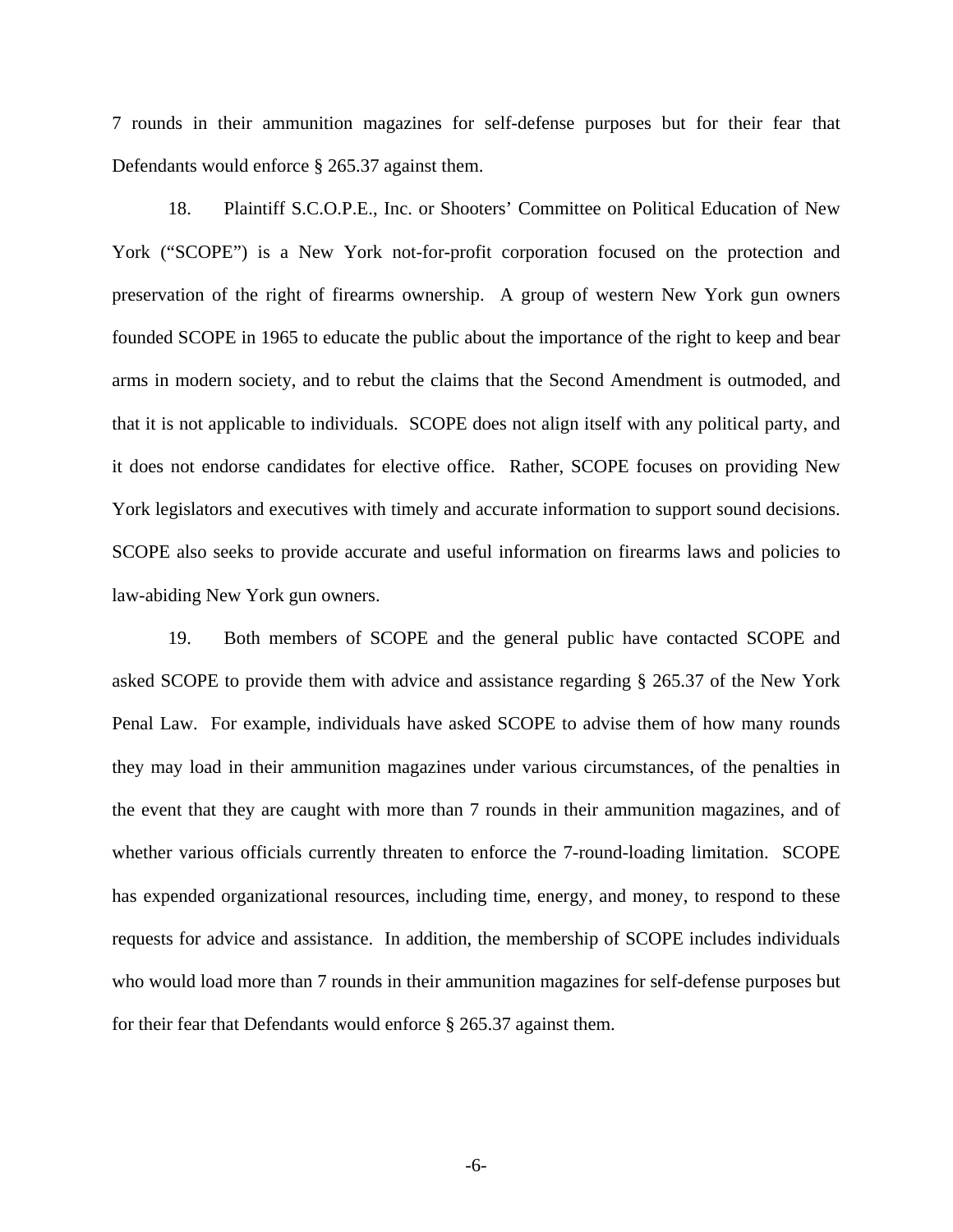7 rounds in their ammunition magazines for self-defense purposes but for their fear that Defendants would enforce § 265.37 against them.

18. Plaintiff S.C.O.P.E., Inc. or Shooters' Committee on Political Education of New York ("SCOPE") is a New York not-for-profit corporation focused on the protection and preservation of the right of firearms ownership. A group of western New York gun owners founded SCOPE in 1965 to educate the public about the importance of the right to keep and bear arms in modern society, and to rebut the claims that the Second Amendment is outmoded, and that it is not applicable to individuals. SCOPE does not align itself with any political party, and it does not endorse candidates for elective office. Rather, SCOPE focuses on providing New York legislators and executives with timely and accurate information to support sound decisions. SCOPE also seeks to provide accurate and useful information on firearms laws and policies to law-abiding New York gun owners.

19. Both members of SCOPE and the general public have contacted SCOPE and asked SCOPE to provide them with advice and assistance regarding § 265.37 of the New York Penal Law. For example, individuals have asked SCOPE to advise them of how many rounds they may load in their ammunition magazines under various circumstances, of the penalties in the event that they are caught with more than 7 rounds in their ammunition magazines, and of whether various officials currently threaten to enforce the 7-round-loading limitation. SCOPE has expended organizational resources, including time, energy, and money, to respond to these requests for advice and assistance. In addition, the membership of SCOPE includes individuals who would load more than 7 rounds in their ammunition magazines for self-defense purposes but for their fear that Defendants would enforce § 265.37 against them.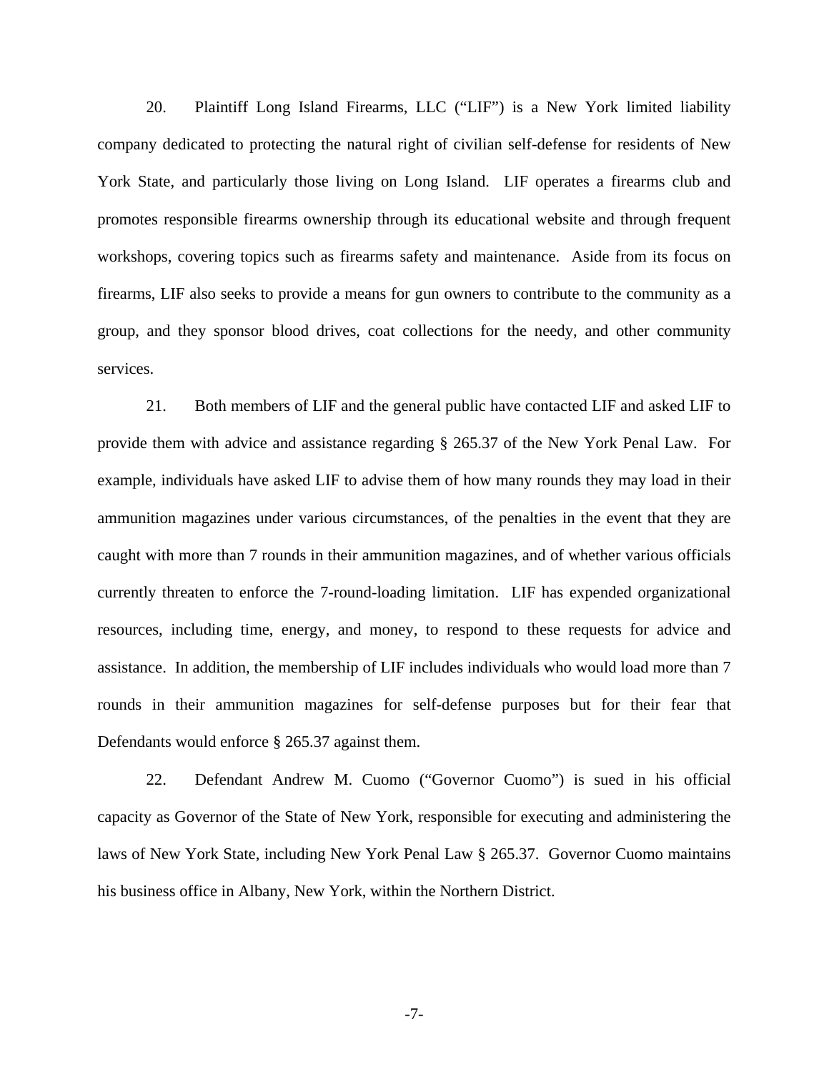20. Plaintiff Long Island Firearms, LLC ("LIF") is a New York limited liability company dedicated to protecting the natural right of civilian self-defense for residents of New York State, and particularly those living on Long Island. LIF operates a firearms club and promotes responsible firearms ownership through its educational website and through frequent workshops, covering topics such as firearms safety and maintenance. Aside from its focus on firearms, LIF also seeks to provide a means for gun owners to contribute to the community as a group, and they sponsor blood drives, coat collections for the needy, and other community services.

21. Both members of LIF and the general public have contacted LIF and asked LIF to provide them with advice and assistance regarding § 265.37 of the New York Penal Law. For example, individuals have asked LIF to advise them of how many rounds they may load in their ammunition magazines under various circumstances, of the penalties in the event that they are caught with more than 7 rounds in their ammunition magazines, and of whether various officials currently threaten to enforce the 7-round-loading limitation. LIF has expended organizational resources, including time, energy, and money, to respond to these requests for advice and assistance. In addition, the membership of LIF includes individuals who would load more than 7 rounds in their ammunition magazines for self-defense purposes but for their fear that Defendants would enforce § 265.37 against them.

22. Defendant Andrew M. Cuomo ("Governor Cuomo") is sued in his official capacity as Governor of the State of New York, responsible for executing and administering the laws of New York State, including New York Penal Law § 265.37. Governor Cuomo maintains his business office in Albany, New York, within the Northern District.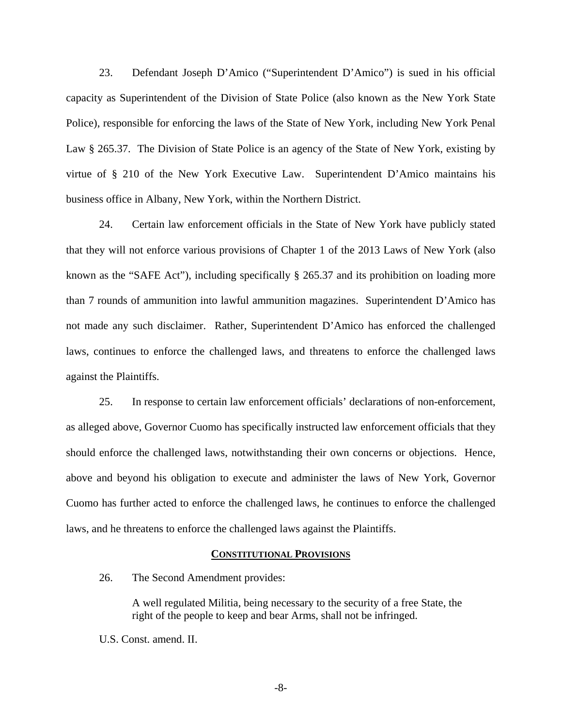23. Defendant Joseph D'Amico ("Superintendent D'Amico") is sued in his official capacity as Superintendent of the Division of State Police (also known as the New York State Police), responsible for enforcing the laws of the State of New York, including New York Penal Law § 265.37. The Division of State Police is an agency of the State of New York, existing by virtue of § 210 of the New York Executive Law. Superintendent D'Amico maintains his business office in Albany, New York, within the Northern District.

24. Certain law enforcement officials in the State of New York have publicly stated that they will not enforce various provisions of Chapter 1 of the 2013 Laws of New York (also known as the "SAFE Act"), including specifically § 265.37 and its prohibition on loading more than 7 rounds of ammunition into lawful ammunition magazines. Superintendent D'Amico has not made any such disclaimer. Rather, Superintendent D'Amico has enforced the challenged laws, continues to enforce the challenged laws, and threatens to enforce the challenged laws against the Plaintiffs.

25. In response to certain law enforcement officials' declarations of non-enforcement, as alleged above, Governor Cuomo has specifically instructed law enforcement officials that they should enforce the challenged laws, notwithstanding their own concerns or objections. Hence, above and beyond his obligation to execute and administer the laws of New York, Governor Cuomo has further acted to enforce the challenged laws, he continues to enforce the challenged laws, and he threatens to enforce the challenged laws against the Plaintiffs.

## CONSTITUTIONAL PROVISIONS

26. The Second Amendment provides:

> A well regulated Militia, being necessary to the security of a free State, the right of the people to keep and bear Arms, shall not be infringed.

U.S. Const. amend. II.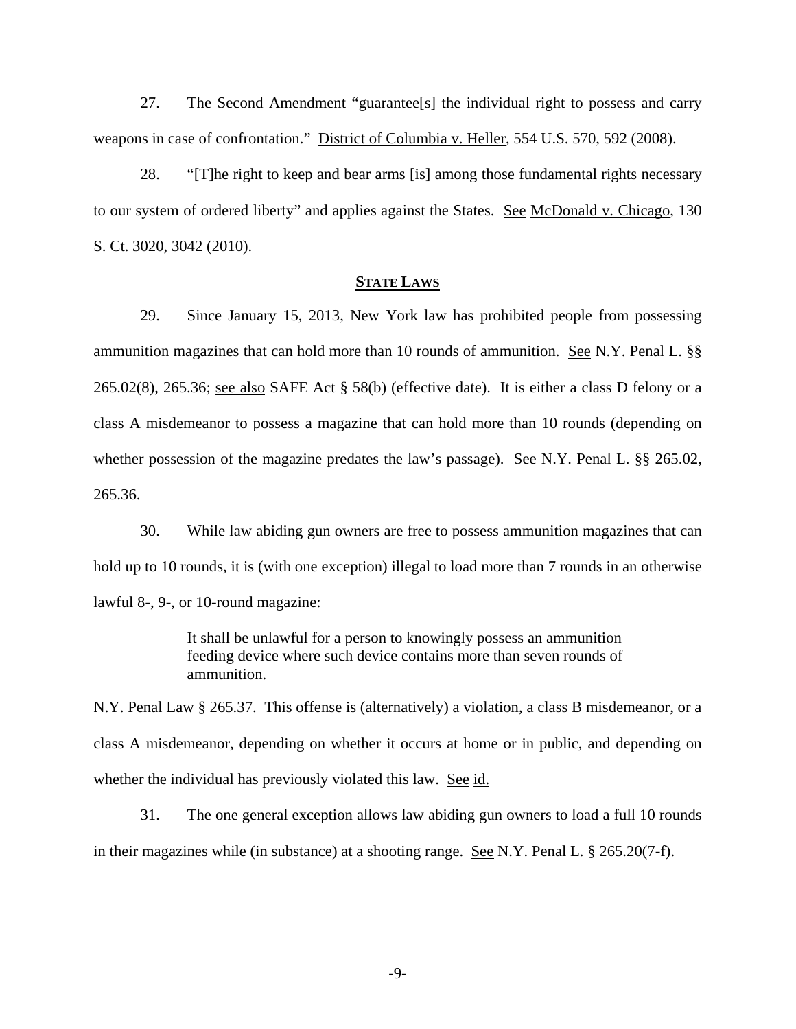27. The Second Amendment "guarantee[s] the individual right to possess and carry weapons in case of confrontation." District of Columbia v. Heller, 554 U.S. 570, 592 (2008).

28. "[T]he right to keep and bear arms [is] among those fundamental rights necessary to our system of ordered liberty" and applies against the States. See McDonald v. Chicago, 130 S. Ct. 3020, 3042 (2010).

## STATE LAWS

29. Since January 15, 2013, New York law has prohibited people from possessing ammunition magazines that can hold more than 10 rounds of ammunition. See N.Y. Penal L. §§ 265.02(8), 265.36; see also SAFE Act § 58(b) (effective date). It is either a class D felony or a class A misdemeanor to possess a magazine that can hold more than 10 rounds (depending on whether possession of the magazine predates the law's passage). See N.Y. Penal L. §§ 265.02, 265.36.

30. While law abiding gun owners are free to possess ammunition magazines that can hold up to 10 rounds, it is (with one exception) illegal to load more than 7 rounds in an otherwise lawful 8-, 9-, or 10-round magazine:

> It shall be unlawful for a person to knowingly possess an ammunition feeding device where such device contains more than seven rounds of ammunition.

N.Y. Penal Law § 265.37. This offense is (alternatively) a violation, a class B misdemeanor, or a class A misdemeanor, depending on whether it occurs at home or in public, and depending on whether the individual has previously violated this law. See id.

31. The one general exception allows law abiding gun owners to load a full 10 rounds in their magazines while (in substance) at a shooting range. See N.Y. Penal L. § 265.20(7-f).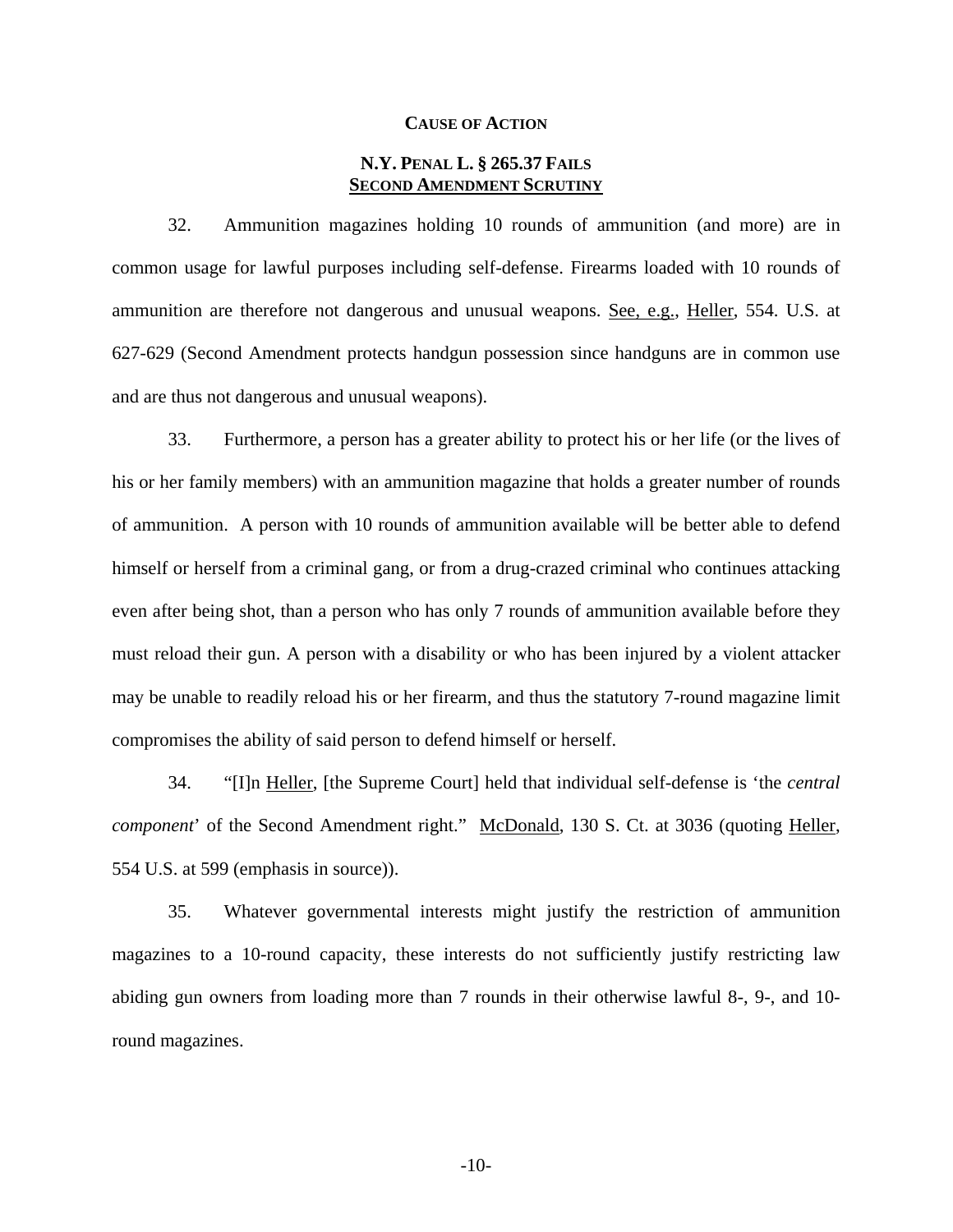**CAUSE OF ACTION**

**N.Y. PENAL L. § 265.37 FAILS**
**SECOND AMENDMENT SCRUTINY**

32. Ammunition magazines holding 10 rounds of ammunition (and more) are in common usage for lawful purposes including self-defense. Firearms loaded with 10 rounds of ammunition are therefore not dangerous and unusual weapons. See, e.g., Heller, 554. U.S. at 627-629 (Second Amendment protects handgun possession since handguns are in common use and are thus not dangerous and unusual weapons).

33. Furthermore, a person has a greater ability to protect his or her life (or the lives of his or her family members) with an ammunition magazine that holds a greater number of rounds of ammunition. A person with 10 rounds of ammunition available will be better able to defend himself or herself from a criminal gang, or from a drug-crazed criminal who continues attacking even after being shot, than a person who has only 7 rounds of ammunition available before they must reload their gun. A person with a disability or who has been injured by a violent attacker may be unable to readily reload his or her firearm, and thus the statutory 7-round magazine limit compromises the ability of said person to defend himself or herself.

34. "[I]n Heller, [the Supreme Court] held that individual self-defense is 'the *central component*' of the Second Amendment right." McDonald, 130 S. Ct. at 3036 (quoting Heller, 554 U.S. at 599 (emphasis in source)).

35. Whatever governmental interests might justify the restriction of ammunition magazines to a 10-round capacity, these interests do not sufficiently justify restricting law abiding gun owners from loading more than 7 rounds in their otherwise lawful 8-, 9-, and 10-round magazines.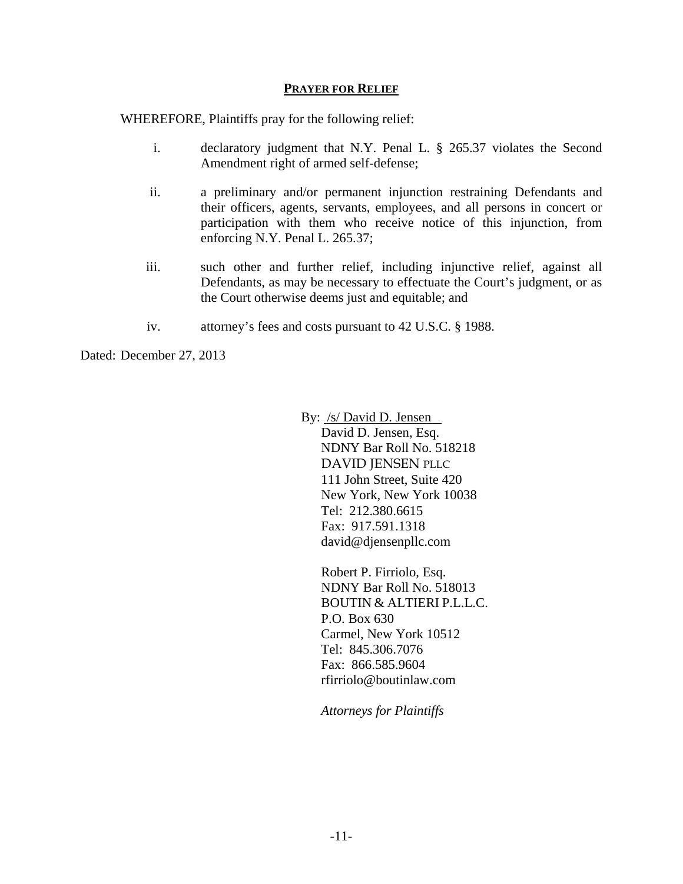## PRAYER FOR RELIEF

WHEREFORE, Plaintiffs pray for the following relief:

i. declaratory judgment that N.Y. Penal L. § 265.37 violates the Second Amendment right of armed self-defense;

ii. a preliminary and/or permanent injunction restraining Defendants and their officers, agents, servants, employees, and all persons in concert or participation with them who receive notice of this injunction, from enforcing N.Y. Penal L. 265.37;

iii. such other and further relief, including injunctive relief, against all Defendants, as may be necessary to effectuate the Court's judgment, or as the Court otherwise deems just and equitable; and

iv. attorney's fees and costs pursuant to 42 U.S.C. § 1988.

Dated: December 27, 2013

By: /s/ David D. Jensen
David D. Jensen, Esq.
NDNY Bar Roll No. 518218
DAVID JENSEN PLLC
111 John Street, Suite 420
New York, New York 10038
Tel: 212.380.6615
Fax: 917.591.1318
david@djensenpllc.com

Robert P. Firriolo, Esq.
NDNY Bar Roll No. 518013
BOUTIN & ALTIERI P.L.L.C.
P.O. Box 630
Carmel, New York 10512
Tel: 845.306.7076
Fax: 866.585.9604
rfirriolo@boutinlaw.com

*Attorneys for Plaintiffs*